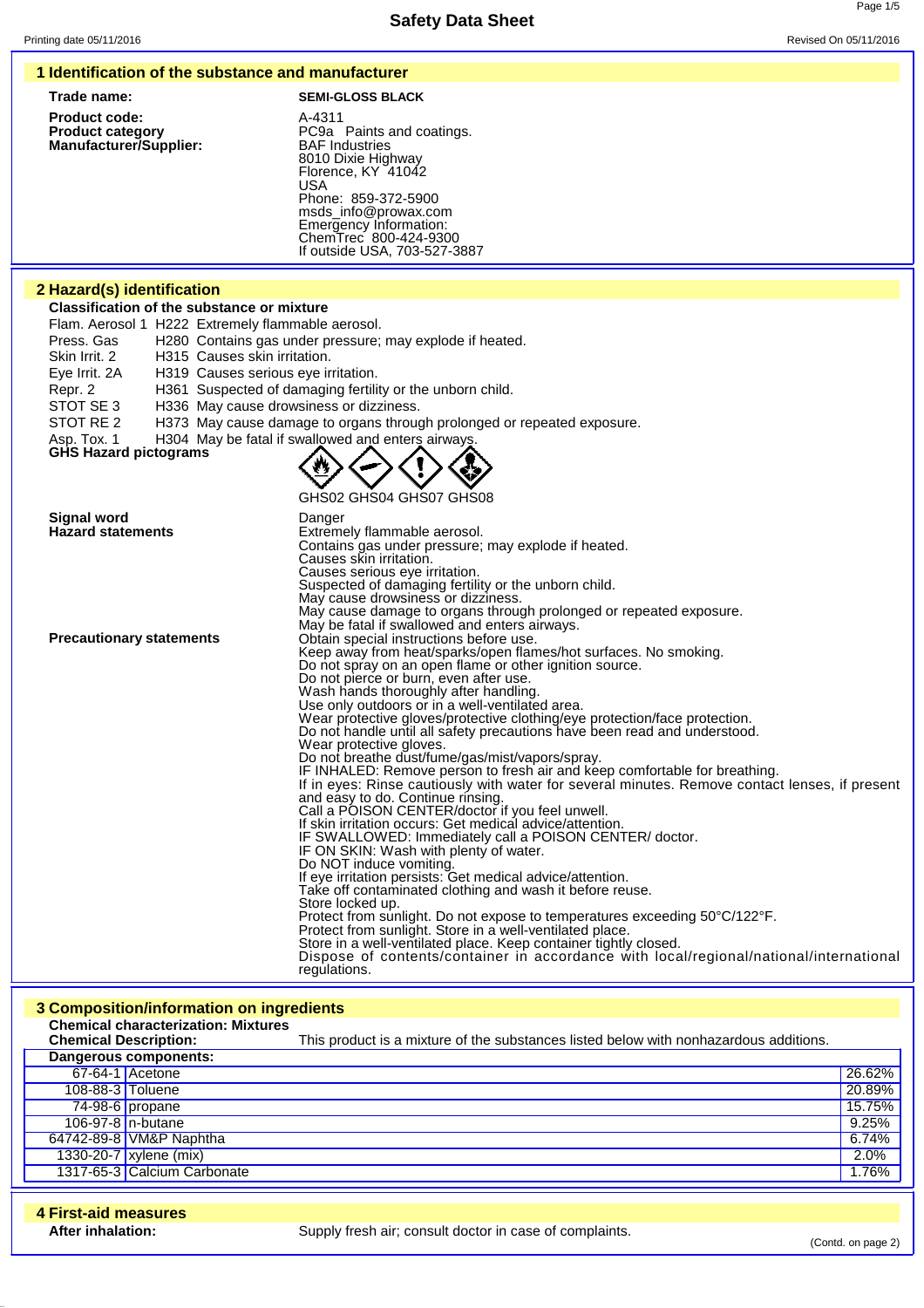# Safety Data Sheet

Printing date 05/11/2016 Revised On 05/11/2016

## 1 Identification of the substance and manufacturer

**Trade name:** **SEMI-GLOSS BLACK**

**Product code:** A-4311

**Product category** PC9a Paints and coatings.

**Manufacturer/Supplier:**
BAF Industries
8010 Dixie Highway
Florence, KY 41042
USA
Phone: 859-372-5900
msds_info@prowax.com
Emergency Information:
ChemTrec 800-424-9300
If outside USA, 703-527-3887

## 2 Hazard(s) identification

**Classification of the substance or mixture**

Flam. Aerosol 1 H222 Extremely flammable aerosol.
Press. Gas H280 Contains gas under pressure; may explode if heated.
Skin Irrit. 2 H315 Causes skin irritation.
Eye Irrit. 2A H319 Causes serious eye irritation.
Repr. 2 H361 Suspected of damaging fertility or the unborn child.
STOT SE 3 H336 May cause drowsiness or dizziness.
STOT RE 2 H373 May cause damage to organs through prolonged or repeated exposure.
Asp. Tox. 1 H304 May be fatal if swallowed and enters airways.

**GHS Hazard pictograms**

GHS02 GHS04 GHS07 GHS08

**Signal word** Danger

**Hazard statements**
Extremely flammable aerosol.
Contains gas under pressure; may explode if heated.
Causes skin irritation.
Causes serious eye irritation.
Suspected of damaging fertility or the unborn child.
May cause drowsiness or dizziness.
May cause damage to organs through prolonged or repeated exposure.
May be fatal if swallowed and enters airways.

**Precautionary statements**
Obtain special instructions before use.
Keep away from heat/sparks/open flames/hot surfaces. No smoking.
Do not spray on an open flame or other ignition source.
Do not pierce or burn, even after use.
Wash hands thoroughly after handling.
Use only outdoors or in a well-ventilated area.
Wear protective gloves/protective clothing/eye protection/face protection.
Do not handle until all safety precautions have been read and understood.
Wear protective gloves.
Do not breathe dust/fume/gas/mist/vapors/spray.
IF INHALED: Remove person to fresh air and keep comfortable for breathing.
If in eyes: Rinse cautiously with water for several minutes. Remove contact lenses, if present and easy to do. Continue rinsing.
Call a POISON CENTER/doctor if you feel unwell.
If skin irritation occurs: Get medical advice/attention.
IF SWALLOWED: Immediately call a POISON CENTER/ doctor.
IF ON SKIN: Wash with plenty of water.
Do NOT induce vomiting.
If eye irritation persists: Get medical advice/attention.
Take off contaminated clothing and wash it before reuse.
Store locked up.
Protect from sunlight. Do not expose to temperatures exceeding 50°C/122°F.
Protect from sunlight. Store in a well-ventilated place.
Store in a well-ventilated place. Keep container tightly closed.
Dispose of contents/container in accordance with local/regional/national/international regulations.

## 3 Composition/information on ingredients

**Chemical characterization: Mixtures**

**Chemical Description:** This product is a mixture of the substances listed below with nonhazardous additions.

**Dangerous components:**

| CAS | Component | % |
|---|---|---|
| 67-64-1 | Acetone | 26.62% |
| 108-88-3 | Toluene | 20.89% |
| 74-98-6 | propane | 15.75% |
| 106-97-8 | n-butane | 9.25% |
| 64742-89-8 | VM&P Naphtha | 6.74% |
| 1330-20-7 | xylene (mix) | 2.0% |
| 1317-65-3 | Calcium Carbonate | 1.76% |

## 4 First-aid measures

**After inhalation:** Supply fresh air; consult doctor in case of complaints.

(Contd. on page 2)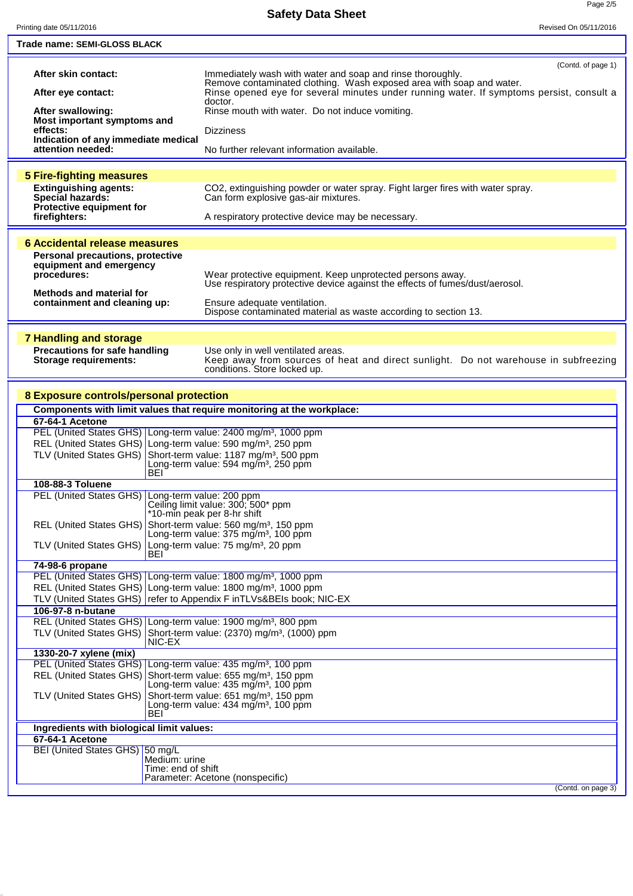**Trade name: SEMI-GLOSS BLACK**

(Contd. of page 1)

| | |
|---|---|
| **After skin contact:** | Immediately wash with water and soap and rinse thoroughly. Remove contaminated clothing. Wash exposed area with soap and water. |
| **After eye contact:** | Rinse opened eye for several minutes under running water. If symptoms persist, consult a doctor. |
| **After swallowing:** | Rinse mouth with water. Do not induce vomiting. |
| **Most important symptoms and effects:** | Dizziness |
| **Indication of any immediate medical attention needed:** | No further relevant information available. |

## 5 Fire-fighting measures

| | |
|---|---|
| **Extinguishing agents:** | $CO_2$, extinguishing powder or water spray. Fight larger fires with water spray. |
| **Special hazards:** | Can form explosive gas-air mixtures. |
| **Protective equipment for firefighters:** | A respiratory protective device may be necessary. |

## 6 Accidental release measures

| | |
|---|---|
| **Personal precautions, protective equipment and emergency procedures:** | Wear protective equipment. Keep unprotected persons away. Use respiratory protective device against the effects of fumes/dust/aerosol. |
| **Methods and material for containment and cleaning up:** | Ensure adequate ventilation. Dispose contaminated material as waste according to section 13. |

## 7 Handling and storage

| | |
|---|---|
| **Precautions for safe handling** | Use only in well ventilated areas. |
| **Storage requirements:** | Keep away from sources of heat and direct sunlight. Do not warehouse in subfreezing conditions. Store locked up. |

## 8 Exposure controls/personal protection

**Components with limit values that require monitoring at the workplace:**

| Component | Limit type | Values |
|---|---|---|
| **67-64-1 Acetone** | | |
| | PEL (United States GHS) | Long-term value: 2400 mg/m³, 1000 ppm |
| | REL (United States GHS) | Long-term value: 590 mg/m³, 250 ppm |
| | TLV (United States GHS) | Short-term value: 1187 mg/m³, 500 ppm<br>Long-term value: 594 mg/m³, 250 ppm<br>BEI |
| **108-88-3 Toluene** | | |
| | PEL (United States GHS) | Long-term value: 200 ppm<br>Ceiling limit value: 300; 500* ppm<br>*10-min peak per 8-hr shift |
| | REL (United States GHS) | Short-term value: 560 mg/m³, 150 ppm<br>Long-term value: 375 mg/m³, 100 ppm |
| | TLV (United States GHS) | Long-term value: 75 mg/m³, 20 ppm<br>BEI |
| **74-98-6 propane** | | |
| | PEL (United States GHS) | Long-term value: 1800 mg/m³, 1000 ppm |
| | REL (United States GHS) | Long-term value: 1800 mg/m³, 1000 ppm |
| | TLV (United States GHS) | refer to Appendix F inTLVs&BEIs book; NIC-EX |
| **106-97-8 n-butane** | | |
| | REL (United States GHS) | Long-term value: 1900 mg/m³, 800 ppm |
| | TLV (United States GHS) | Short-term value: (2370) mg/m³, (1000) ppm<br>NIC-EX |
| **1330-20-7 xylene (mix)** | | |
| | PEL (United States GHS) | Long-term value: 435 mg/m³, 100 ppm |
| | REL (United States GHS) | Short-term value: 655 mg/m³, 150 ppm<br>Long-term value: 435 mg/m³, 100 ppm |
| | TLV (United States GHS) | Short-term value: 651 mg/m³, 150 ppm<br>Long-term value: 434 mg/m³, 100 ppm<br>BEI |

**Ingredients with biological limit values:**

| Component | Limit type | Values |
|---|---|---|
| **67-64-1 Acetone** | | |
| | BEI (United States GHS) | 50 mg/L<br>Medium: urine<br>Time: end of shift<br>Parameter: Acetone (nonspecific) |

(Contd. on page 3)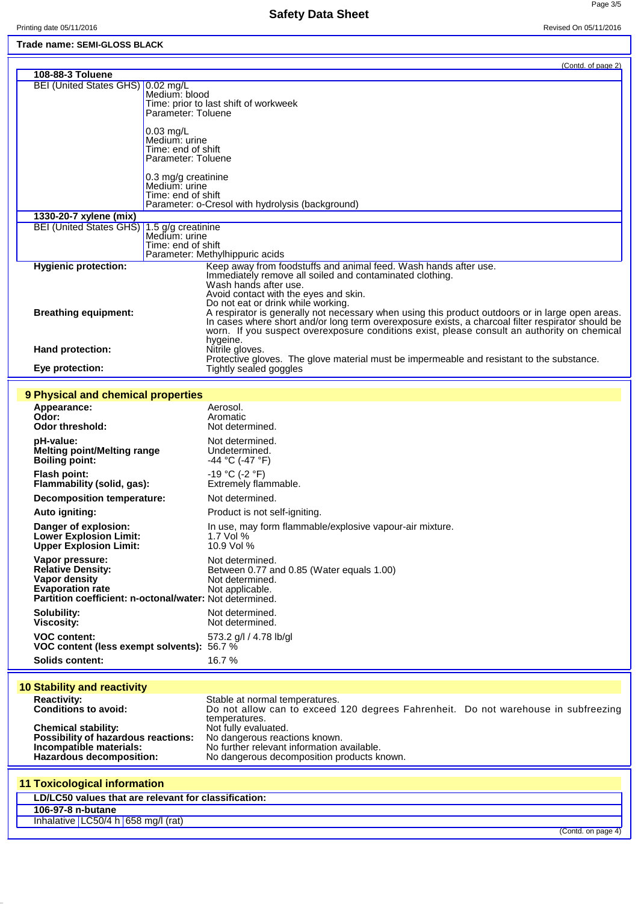Trade name: **SEMI-GLOSS BLACK**

(Contd. of page 2)

| **108-88-3 Toluene** | |
|---|---|
| BEI (United States GHS) | 0.02 mg/L<br>Medium: blood<br>Time: prior to last shift of workweek<br>Parameter: Toluene<br><br>0.03 mg/L<br>Medium: urine<br>Time: end of shift<br>Parameter: Toluene<br><br>0.3 mg/g creatinine<br>Medium: urine<br>Time: end of shift<br>Parameter: o-Cresol with hydrolysis (background) |
| **1330-20-7 xylene (mix)** | |
| BEI (United States GHS) | 1.5 g/g creatinine<br>Medium: urine<br>Time: end of shift<br>Parameter: Methylhippuric acids |

**Hygienic protection:** Keep away from foodstuffs and animal feed. Wash hands after use.
Immediately remove all soiled and contaminated clothing.
Wash hands after use.
Avoid contact with the eyes and skin.
Do not eat or drink while working.

**Breathing equipment:** A respirator is generally not necessary when using this product outdoors or in large open areas. In cases where short and/or long term overexposure exists, a charcoal filter respirator should be worn. If you suspect overexposure conditions exist, please consult an authority on chemical hygeine.

**Hand protection:** Nitrile gloves.
Protective gloves. The glove material must be impermeable and resistant to the substance.

**Eye protection:** Tightly sealed goggles

## 9 Physical and chemical properties

| | |
|---|---|
| **Appearance:** | Aerosol. |
| **Odor:** | Aromatic |
| **Odor threshold:** | Not determined. |
| **pH-value:** | Not determined. |
| **Melting point/Melting range** | Undetermined. |
| **Boiling point:** | -44 °C (-47 °F) |
| **Flash point:** | -19 °C (-2 °F) |
| **Flammability (solid, gas):** | Extremely flammable. |
| **Decomposition temperature:** | Not determined. |
| **Auto igniting:** | Product is not self-igniting. |
| **Danger of explosion:** | In use, may form flammable/explosive vapour-air mixture. |
| **Lower Explosion Limit:** | 1.7 Vol % |
| **Upper Explosion Limit:** | 10.9 Vol % |
| **Vapor pressure:** | Not determined. |
| **Relative Density:** | Between 0.77 and 0.85 (Water equals 1.00) |
| **Vapor density** | Not determined. |
| **Evaporation rate** | Not applicable. |
| **Partition coefficient: n-octanol/water:** | Not determined. |
| **Solubility:** | Not determined. |
| **Viscosity:** | Not determined. |
| **VOC content:** | 573.2 g/l / 4.78 lb/gl |
| **VOC content (less exempt solvents):** | 56.7 % |
| **Solids content:** | 16.7 % |

## 10 Stability and reactivity

| | |
|---|---|
| **Reactivity:** | Stable at normal temperatures. |
| **Conditions to avoid:** | Do not allow can to exceed 120 degrees Fahrenheit. Do not warehouse in subfreezing temperatures. |
| **Chemical stability:** | Not fully evaluated. |
| **Possibility of hazardous reactions:** | No dangerous reactions known. |
| **Incompatible materials:** | No further relevant information available. |
| **Hazardous decomposition:** | No dangerous decomposition products known. |

## 11 Toxicological information

| **LD/LC50 values that are relevant for classification:** | | |
|---|---|---|
| **106-97-8 n-butane** | | |
| Inhalative | LC50/4 h | 658 mg/l (rat) |

(Contd. on page 4)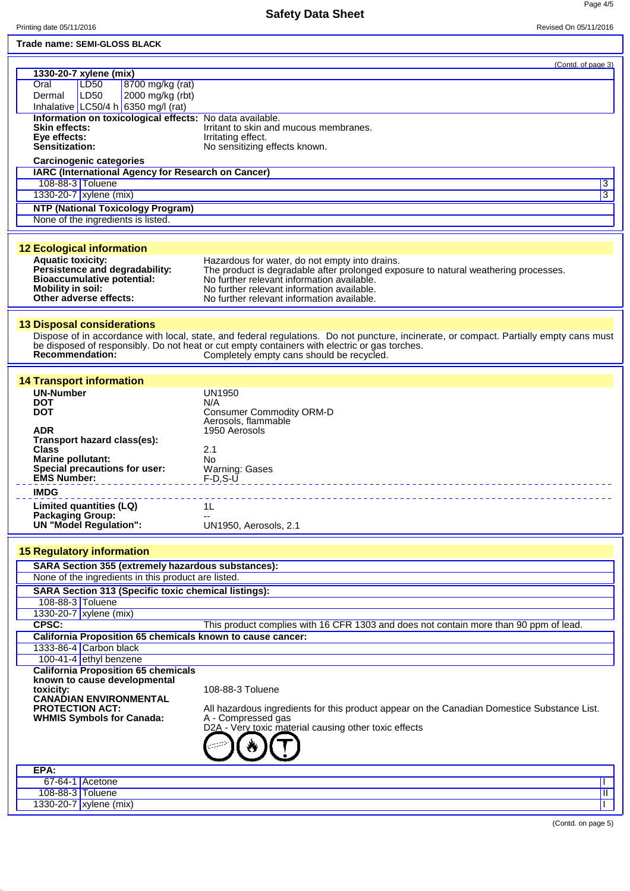**Trade name: SEMI-GLOSS BLACK**

(Contd. of page 3)

| 1330-20-7 xylene (mix) | | |
|---|---|---|
| Oral | LD50 | 8700 mg/kg (rat) |
| Dermal | LD50 | 2000 mg/kg (rbt) |
| Inhalative | LC50/4 h | 6350 mg/l (rat) |

**Information on toxicological effects:** No data available.
**Skin effects:** Irritant to skin and mucous membranes.
**Eye effects:** Irritating effect.
**Sensitization:** No sensitizing effects known.

**Carcinogenic categories**

| IARC (International Agency for Research on Cancer) | | |
|---|---|---|
| 108-88-3 | Toluene | 3 |
| 1330-20-7 | xylene (mix) | 3 |

| NTP (National Toxicology Program) |
|---|
| None of the ingredients is listed. |

## 12 Ecological information

**Aquatic toxicity:** Hazardous for water, do not empty into drains.
**Persistence and degradability:** The product is degradable after prolonged exposure to natural weathering processes.
**Bioaccumulative potential:** No further relevant information available.
**Mobility in soil:** No further relevant information available.
**Other adverse effects:** No further relevant information available.

## 13 Disposal considerations

Dispose of in accordance with local, state, and federal regulations. Do not puncture, incinerate, or compact. Partially empty cans must be disposed of responsibly. Do not heat or cut empty containers with electric or gas torches.
**Recommendation:** Completely empty cans should be recycled.

## 14 Transport information

**UN-Number** UN1950
**DOT** N/A
**DOT** Consumer Commodity ORM-D
Aerosols, flammable
**ADR** 1950 Aerosols
**Transport hazard class(es):**
**Class** 2.1
**Marine pollutant:** No
**Special precautions for user:** Warning: Gases
**EMS Number:** F-D,S-U

**IMDG**

**Limited quantities (LQ)** 1L
**Packaging Group:** --
**UN "Model Regulation":** UN1950, Aerosols, 2.1

## 15 Regulatory information

| SARA Section 355 (extremely hazardous substances): |
|---|
| None of the ingredients in this product are listed. |

| SARA Section 313 (Specific toxic chemical listings): | |
|---|---|
| 108-88-3 | Toluene |
| 1330-20-7 | xylene (mix) |

**CPSC:** This product complies with 16 CFR 1303 and does not contain more than 90 ppm of lead.

| California Proposition 65 chemicals known to cause cancer: | |
|---|---|
| 1333-86-4 | Carbon black |
| 100-41-4 | ethyl benzene |

**California Proposition 65 chemicals known to cause developmental toxicity:** 108-88-3 Toluene
**CANADIAN ENVIRONMENTAL PROTECTION ACT:** All hazardous ingredients for this product appear on the Canadian Domestice Substance List.
**WHMIS Symbols for Canada:** A - Compressed gas
D2A - Very toxic material causing other toxic effects

| EPA: | | |
|---|---|---|
| 67-64-1 | Acetone | I |
| 108-88-3 | Toluene | II |
| 1330-20-7 | xylene (mix) | I |

(Contd. on page 5)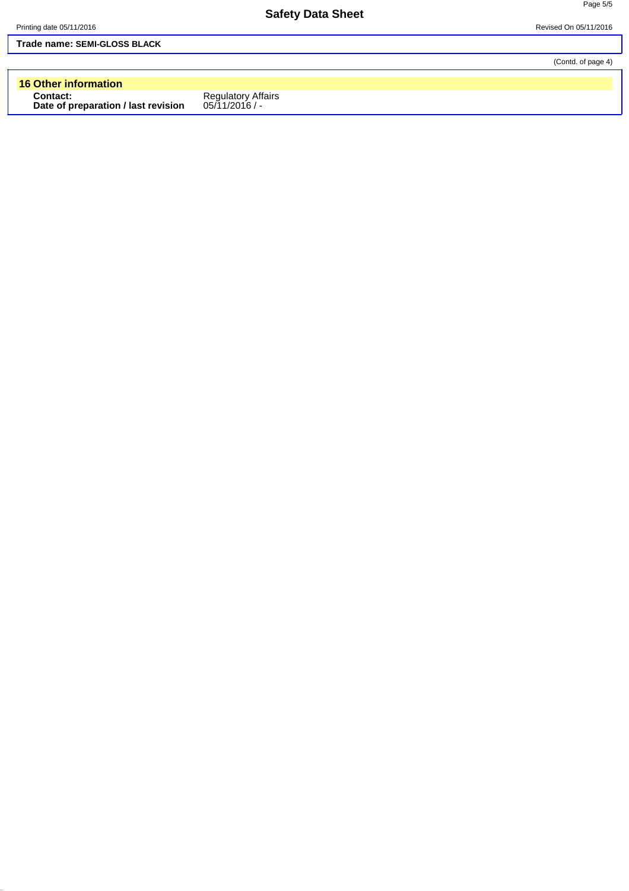(Contd. of page 4)

## 16 Other information

**Contact:** Regulatory Affairs
**Date of preparation / last revision** 05/11/2016 / -